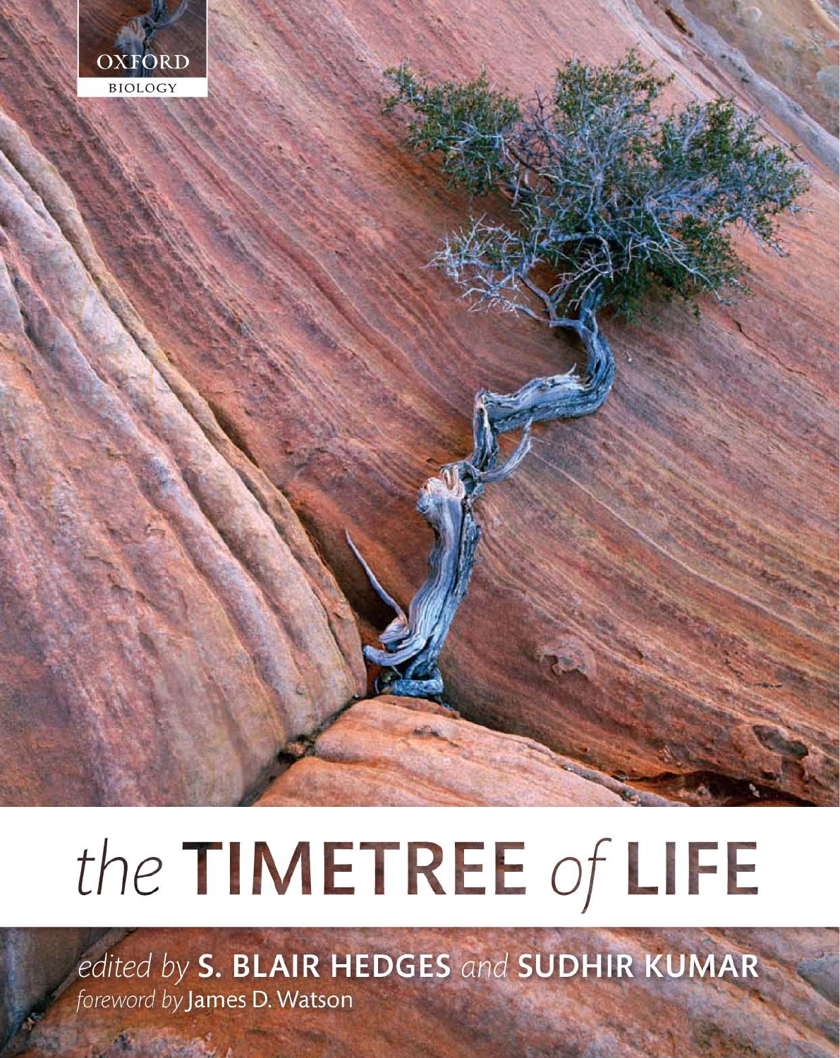OXFORD

BIOLOGY

# the TIMETREE of LIFE

*edited by* **S. BLAIR HEDGES** *and* **SUDHIR KUMAR**

*foreword by* James D. Watson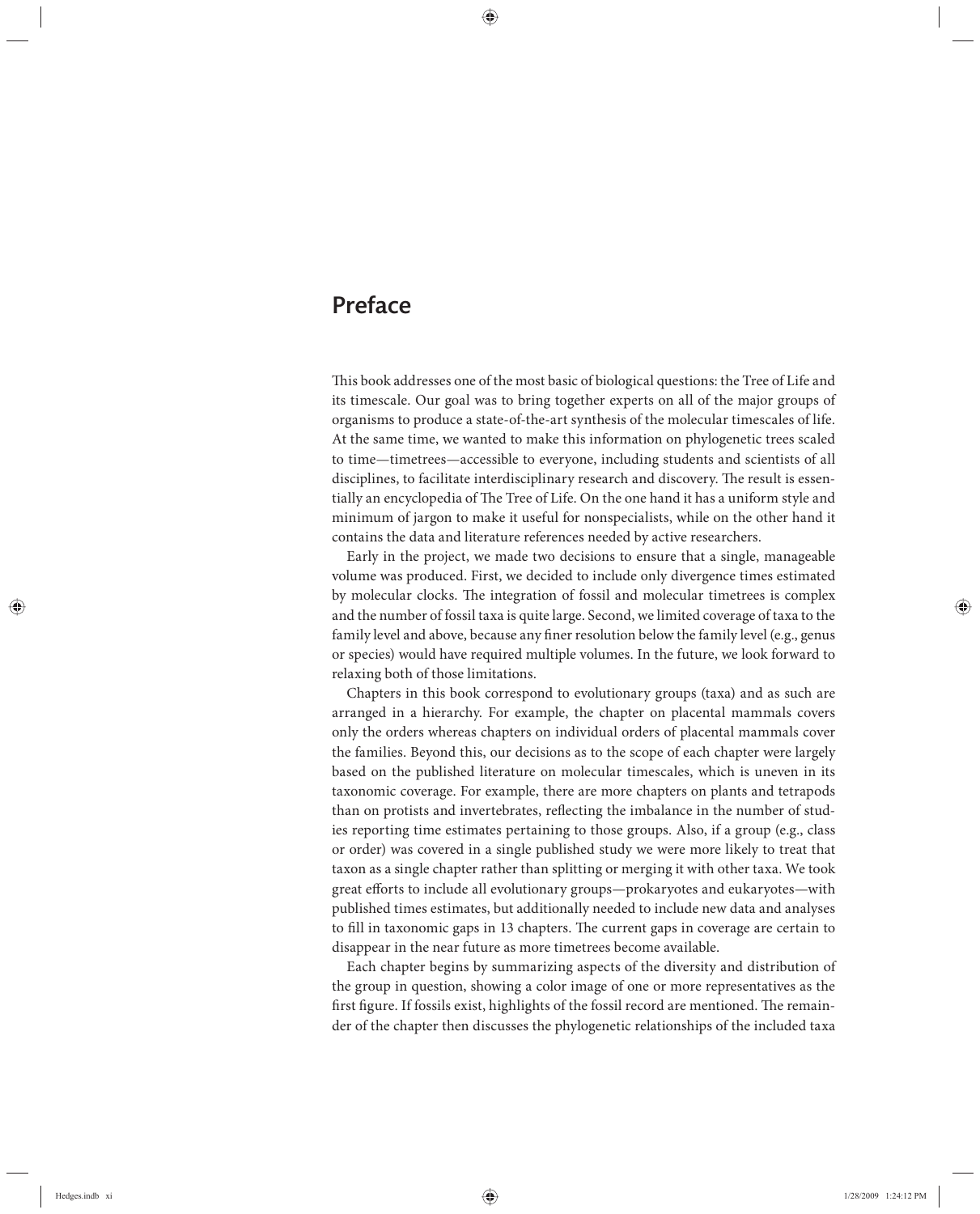# Preface

This book addresses one of the most basic of biological questions: the Tree of Life and its timescale. Our goal was to bring together experts on all of the major groups of organisms to produce a state-of-the-art synthesis of the molecular timescales of life. At the same time, we wanted to make this information on phylogenetic trees scaled to time—timetrees—accessible to everyone, including students and scientists of all disciplines, to facilitate interdisciplinary research and discovery. The result is essentially an encyclopedia of The Tree of Life. On the one hand it has a uniform style and minimum of jargon to make it useful for nonspecialists, while on the other hand it contains the data and literature references needed by active researchers.

Early in the project, we made two decisions to ensure that a single, manageable volume was produced. First, we decided to include only divergence times estimated by molecular clocks. The integration of fossil and molecular timetrees is complex and the number of fossil taxa is quite large. Second, we limited coverage of taxa to the family level and above, because any finer resolution below the family level (e.g., genus or species) would have required multiple volumes. In the future, we look forward to relaxing both of those limitations.

Chapters in this book correspond to evolutionary groups (taxa) and as such are arranged in a hierarchy. For example, the chapter on placental mammals covers only the orders whereas chapters on individual orders of placental mammals cover the families. Beyond this, our decisions as to the scope of each chapter were largely based on the published literature on molecular timescales, which is uneven in its taxonomic coverage. For example, there are more chapters on plants and tetrapods than on protists and invertebrates, reflecting the imbalance in the number of studies reporting time estimates pertaining to those groups. Also, if a group (e.g., class or order) was covered in a single published study we were more likely to treat that taxon as a single chapter rather than splitting or merging it with other taxa. We took great efforts to include all evolutionary groups—prokaryotes and eukaryotes—with published times estimates, but additionally needed to include new data and analyses to fill in taxonomic gaps in 13 chapters. The current gaps in coverage are certain to disappear in the near future as more timetrees become available.

Each chapter begins by summarizing aspects of the diversity and distribution of the group in question, showing a color image of one or more representatives as the first figure. If fossils exist, highlights of the fossil record are mentioned. The remainder of the chapter then discusses the phylogenetic relationships of the included taxa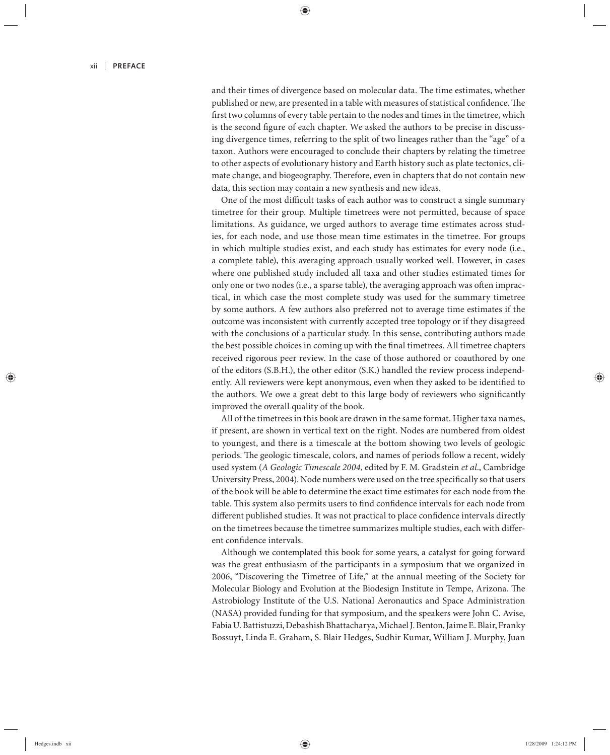and their times of divergence based on molecular data. The time estimates, whether published or new, are presented in a table with measures of statistical confidence. The first two columns of every table pertain to the nodes and times in the timetree, which is the second figure of each chapter. We asked the authors to be precise in discussing divergence times, referring to the split of two lineages rather than the "age" of a taxon. Authors were encouraged to conclude their chapters by relating the timetree to other aspects of evolutionary history and Earth history such as plate tectonics, climate change, and biogeography. Therefore, even in chapters that do not contain new data, this section may contain a new synthesis and new ideas.

One of the most difficult tasks of each author was to construct a single summary timetree for their group. Multiple timetrees were not permitted, because of space limitations. As guidance, we urged authors to average time estimates across studies, for each node, and use those mean time estimates in the timetree. For groups in which multiple studies exist, and each study has estimates for every node (i.e., a complete table), this averaging approach usually worked well. However, in cases where one published study included all taxa and other studies estimated times for only one or two nodes (i.e., a sparse table), the averaging approach was often impractical, in which case the most complete study was used for the summary timetree by some authors. A few authors also preferred not to average time estimates if the outcome was inconsistent with currently accepted tree topology or if they disagreed with the conclusions of a particular study. In this sense, contributing authors made the best possible choices in coming up with the final timetrees. All timetree chapters received rigorous peer review. In the case of those authored or coauthored by one of the editors (S.B.H.), the other editor (S.K.) handled the review process independently. All reviewers were kept anonymous, even when they asked to be identified to the authors. We owe a great debt to this large body of reviewers who significantly improved the overall quality of the book.

All of the timetrees in this book are drawn in the same format. Higher taxa names, if present, are shown in vertical text on the right. Nodes are numbered from oldest to youngest, and there is a timescale at the bottom showing two levels of geologic periods. The geologic timescale, colors, and names of periods follow a recent, widely used system (*A Geologic Timescale 2004*, edited by F. M. Gradstein *et al*., Cambridge University Press, 2004). Node numbers were used on the tree specifically so that users of the book will be able to determine the exact time estimates for each node from the table. This system also permits users to find confidence intervals for each node from different published studies. It was not practical to place confidence intervals directly on the timetrees because the timetree summarizes multiple studies, each with different confidence intervals.

Although we contemplated this book for some years, a catalyst for going forward was the great enthusiasm of the participants in a symposium that we organized in 2006, "Discovering the Timetree of Life," at the annual meeting of the Society for Molecular Biology and Evolution at the Biodesign Institute in Tempe, Arizona. The Astrobiology Institute of the U.S. National Aeronautics and Space Administration (NASA) provided funding for that symposium, and the speakers were John C. Avise, Fabia U. Battistuzzi, Debashish Bhattacharya, Michael J. Benton, Jaime E. Blair, Franky Bossuyt, Linda E. Graham, S. Blair Hedges, Sudhir Kumar, William J. Murphy, Juan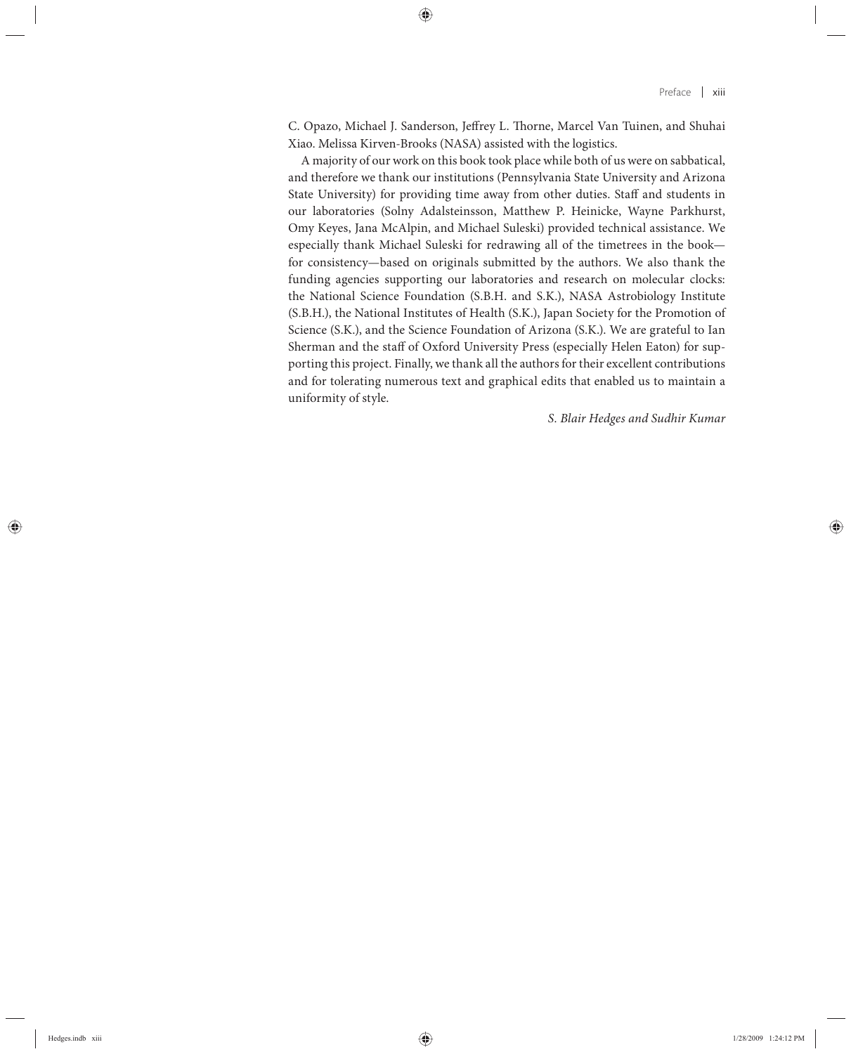C. Opazo, Michael J. Sanderson, Jeffrey L. Thorne, Marcel Van Tuinen, and Shuhai Xiao. Melissa Kirven-Brooks (NASA) assisted with the logistics.

A majority of our work on this book took place while both of us were on sabbatical, and therefore we thank our institutions (Pennsylvania State University and Arizona State University) for providing time away from other duties. Staff and students in our laboratories (Solny Adalsteinsson, Matthew P. Heinicke, Wayne Parkhurst, Omy Keyes, Jana McAlpin, and Michael Suleski) provided technical assistance. We especially thank Michael Suleski for redrawing all of the timetrees in the book—for consistency—based on originals submitted by the authors. We also thank the funding agencies supporting our laboratories and research on molecular clocks: the National Science Foundation (S.B.H. and S.K.), NASA Astrobiology Institute (S.B.H.), the National Institutes of Health (S.K.), Japan Society for the Promotion of Science (S.K.), and the Science Foundation of Arizona (S.K.). We are grateful to Ian Sherman and the staff of Oxford University Press (especially Helen Eaton) for supporting this project. Finally, we thank all the authors for their excellent contributions and for tolerating numerous text and graphical edits that enabled us to maintain a uniformity of style.

*S. Blair Hedges and Sudhir Kumar*